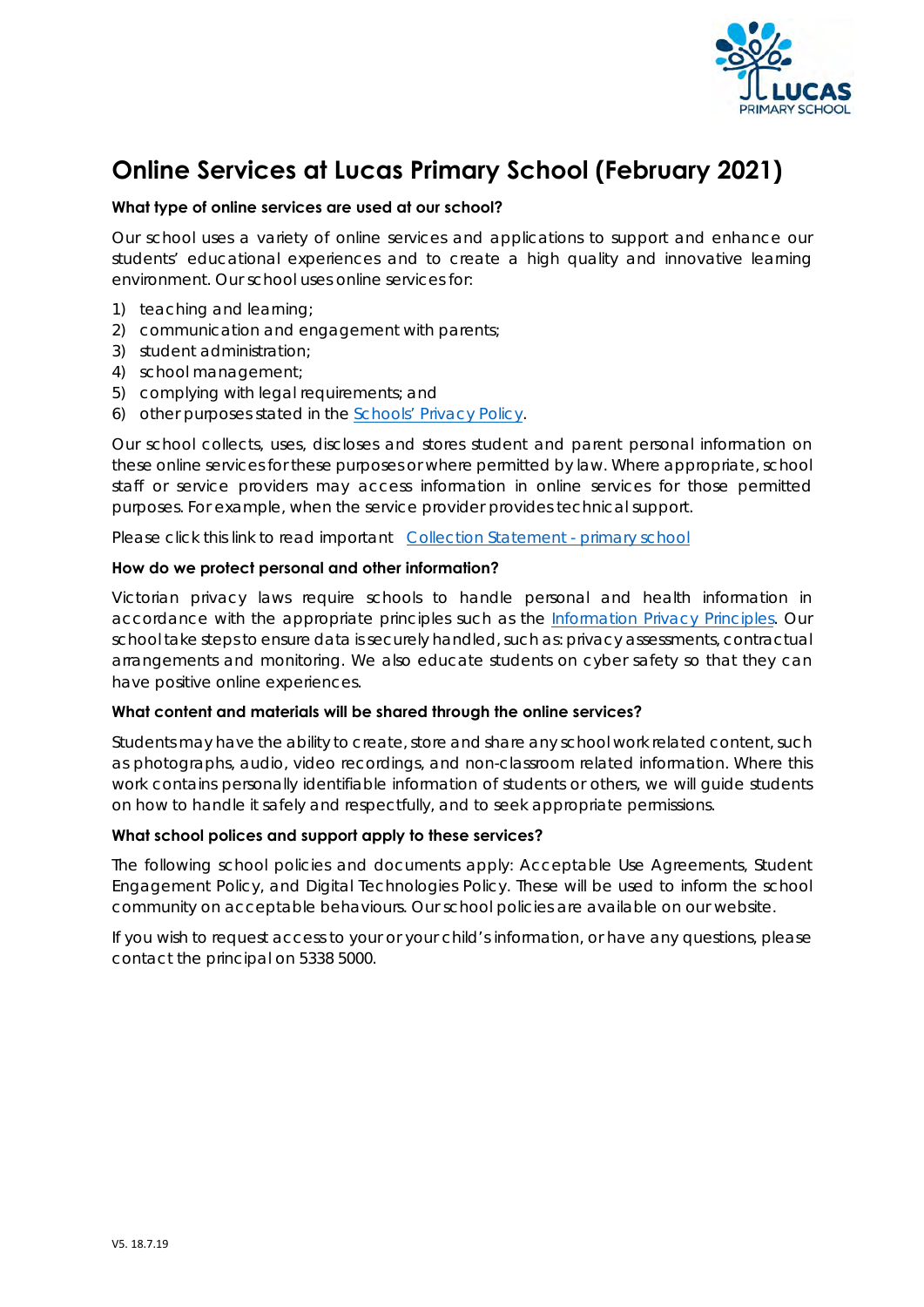# Online Services at Lucas Primary School (February 2021)

**What type of online services are used at our school?**

Our school uses a variety of online services and applications to support and enhance our students' educational experiences and to create a high quality and innovative learning environment. Our school uses online services for:

1) teaching and learning;
2) communication and engagement with parents;
3) student administration;
4) school management;
5) complying with legal requirements; and
6) other purposes stated in the [Schools' Privacy Policy](#).

Our school collects, uses, discloses and stores student and parent personal information on these online services for these purposes or where permitted by law. Where appropriate, school staff or service providers may access information in online services for those permitted purposes. For example, when the service provider provides technical support.

Please click this link to read important [Collection Statement - primary school](#)

**How do we protect personal and other information?**

Victorian privacy laws require schools to handle personal and health information in accordance with the appropriate principles such as the [Information Privacy Principles](#). Our school take steps to ensure data is securely handled, such as: privacy assessments, contractual arrangements and monitoring. We also educate students on cyber safety so that they can have positive online experiences.

**What content and materials will be shared through the online services?**

Students may have the ability to create, store and share any school work related content, such as photographs, audio, video recordings, and non-classroom related information. Where this work contains personally identifiable information of students or others, we will guide students on how to handle it safely and respectfully, and to seek appropriate permissions.

**What school polices and support apply to these services?**

The following school policies and documents apply: Acceptable Use Agreements, Student Engagement Policy, and Digital Technologies Policy. These will be used to inform the school community on acceptable behaviours. Our school policies are available on our website.

If you wish to request access to your or your child's information, or have any questions, please contact the principal on 5338 5000.

V5. 18.7.19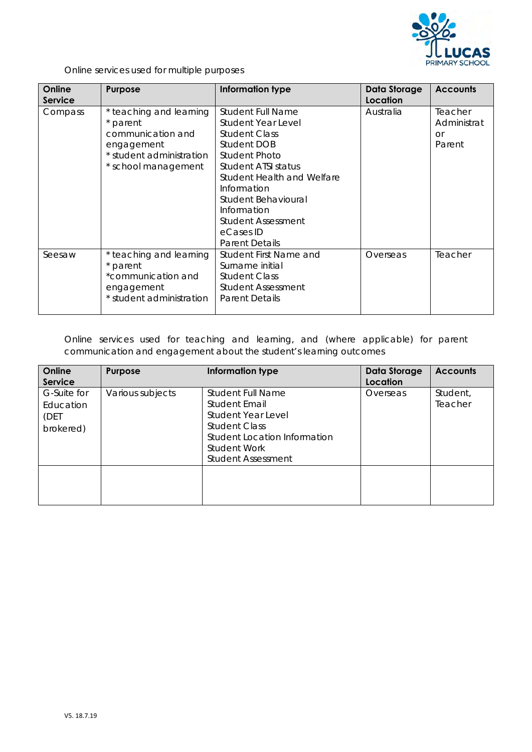Online services used for multiple purposes

| Online Service | Purpose | Information type | Data Storage Location | Accounts |
|---|---|---|---|---|
| Compass | * teaching and learning<br>* parent communication and engagement<br>* student administration<br>* school management | Student Full Name<br>Student Year Level<br>Student Class<br>Student DOB<br>Student Photo<br>Student ATSI status<br>Student Health and Welfare Information<br>Student Behavioural Information<br>Student Assessment<br>eCases ID<br>Parent Details | Australia | Teacher<br>Administrator<br>Parent |
| Seesaw | * teaching and learning<br>* parent<br>*communication and engagement<br>* student administration | Student First Name and Surname initial<br>Student Class<br>Student Assessment<br>Parent Details | Overseas | Teacher |

Online services used for teaching and learning, and (where applicable) for parent communication and engagement about the student's learning outcomes

| Online Service | Purpose | Information type | Data Storage Location | Accounts |
|---|---|---|---|---|
| G-Suite for Education (DET brokered) | Various subjects | Student Full Name<br>Student Email<br>Student Year Level<br>Student Class<br>Student Location Information<br>Student Work<br>Student Assessment | Overseas | Student, Teacher |
| | | | | |

V5. 18.7.19